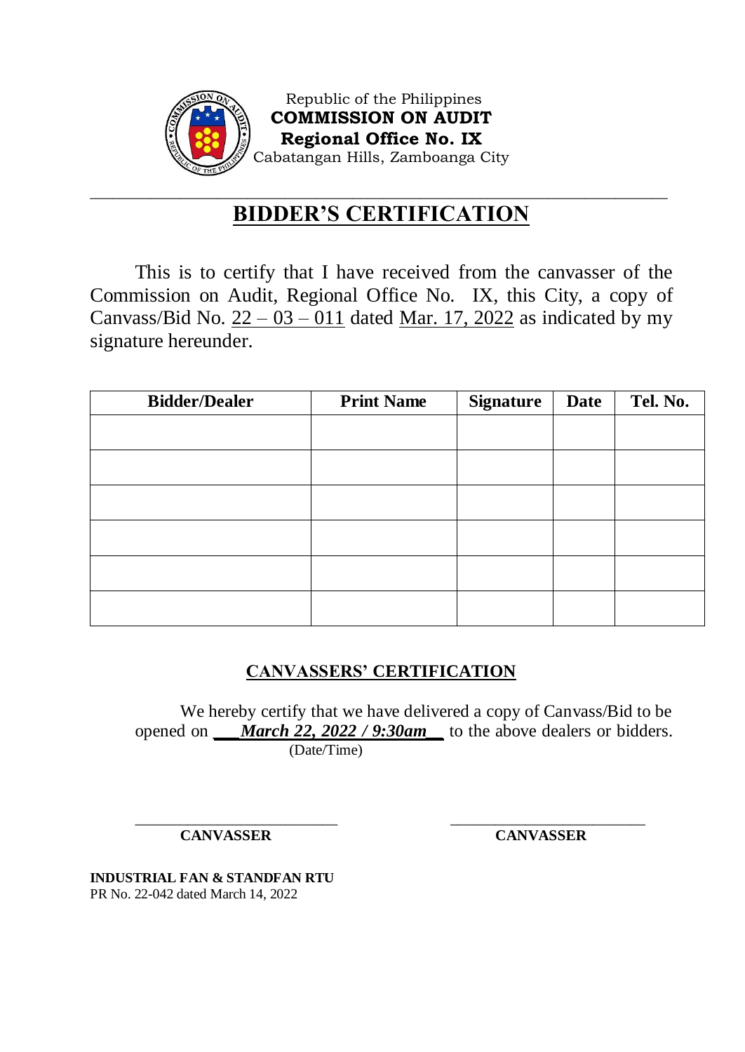Republic of the Philippines
**COMMISSION ON AUDIT**
**Regional Office No. IX**
Cabatangan Hills, Zamboanga City

# BIDDER'S CERTIFICATION

This is to certify that I have received from the canvasser of the Commission on Audit, Regional Office No. IX, this City, a copy of Canvass/Bid No. 22 – 03 – 011 dated Mar. 17, 2022 as indicated by my signature hereunder.

| Bidder/Dealer | Print Name | Signature | Date | Tel. No. |
|---|---|---|---|---|
| | | | | |
| | | | | |
| | | | | |
| | | | | |
| | | | | |
| | | | | |

## CANVASSERS' CERTIFICATION

We hereby certify that we have delivered a copy of Canvass/Bid to be opened on ***March 22, 2022 / 9:30am*** to the above dealers or bidders.
(Date/Time)

| | |
|---|---|
| _________________________ | _________________________ |
| **CANVASSER** | **CANVASSER** |

**INDUSTRIAL FAN & STANDFAN RTU**
PR No. 22-042 dated March 14, 2022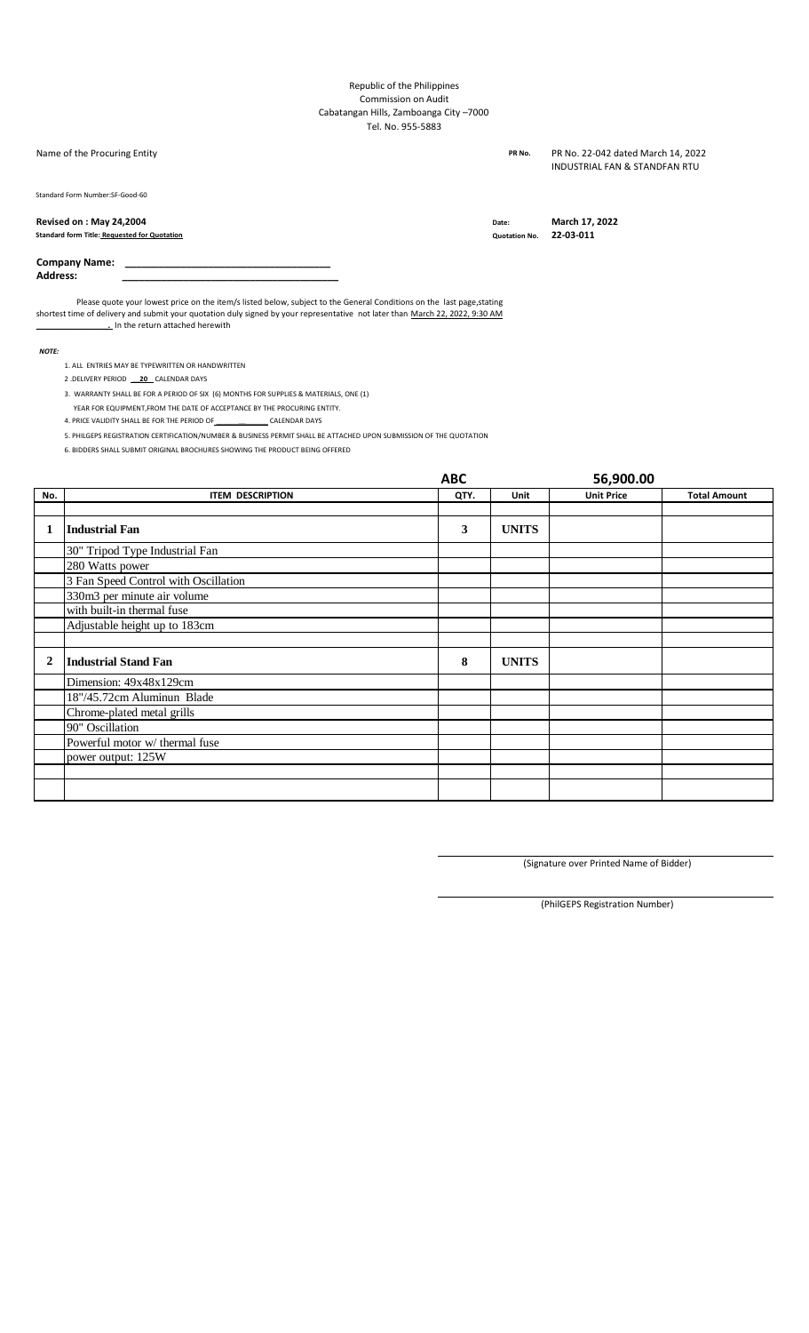Republic of the Philippines
Commission on Audit
Cabatangan Hills, Zamboanga City –7000
Tel. No. 955-5883

Name of the Procuring Entity

**PR No.** PR No. 22-042 dated March 14, 2022
INDUSTRIAL FAN & STANDFAN RTU

Standard Form Number:SF-Good-60

**Revised on : May 24,2004**
**Standard form Title: Requested for Quotation**

**Date:** **March 17, 2022**
**Quotation No.** **22-03-011**

**Company Name:** ___________________________________
**Address:** ___________________________________

Please quote your lowest price on the item/s listed below, subject to the General Conditions on the last page,stating shortest time of delivery and submit your quotation duly signed by your representative not later than March 22, 2022, 9:30 AM ______________. In the return attached herewith

***NOTE:***

1. ALL ENTRIES MAY BE TYPEWRITTEN OR HANDWRITTEN
2. DELIVERY PERIOD __20__ CALENDAR DAYS
3. WARRANTY SHALL BE FOR A PERIOD OF SIX (6) MONTHS FOR SUPPLIES & MATERIALS, ONE (1) YEAR FOR EQUIPMENT,FROM THE DATE OF ACCEPTANCE BY THE PROCURING ENTITY.
4. PRICE VALIDITY SHALL BE FOR THE PERIOD OF __________ CALENDAR DAYS
5. PHILGEPS REGISTRATION CERTIFICATION/NUMBER & BUSINESS PERMIT SHALL BE ATTACHED UPON SUBMISSION OF THE QUOTATION
6. BIDDERS SHALL SUBMIT ORIGINAL BROCHURES SHOWING THE PRODUCT BEING OFFERED

| | | **ABC** | | **56,900.00** | |
|---|---|---|---|---|---|
| **No.** | **ITEM DESCRIPTION** | **QTY.** | **Unit** | **Unit Price** | **Total Amount** |
| **1** | **Industrial Fan** | **3** | **UNITS** | | |
| | 30" Tripod Type Industrial Fan | | | | |
| | 280 Watts power | | | | |
| | 3 Fan Speed Control with Oscillation | | | | |
| | 330m3 per minute air volume | | | | |
| | with built-in thermal fuse | | | | |
| | Adjustable height up to 183cm | | | | |
| **2** | **Industrial Stand Fan** | **8** | **UNITS** | | |
| | Dimension: 49x48x129cm | | | | |
| | 18"/45.72cm Aluminun Blade | | | | |
| | Chrome-plated metal grills | | | | |
| | 90" Oscillation | | | | |
| | Powerful motor w/ thermal fuse | | | | |
| | power output: 125W | | | | |

___________________________________
(Signature over Printed Name of Bidder)

___________________________________
(PhilGEPS Registration Number)